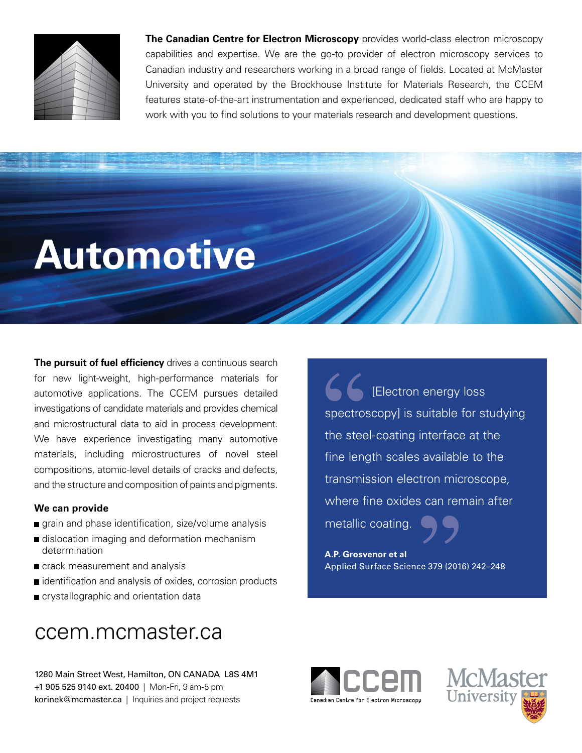**The Canadian Centre for Electron Microscopy** provides world-class electron microscopy capabilities and expertise. We are the go-to provider of electron microscopy services to Canadian industry and researchers working in a broad range of fields. Located at McMaster University and operated by the Brockhouse Institute for Materials Research, the CCEM features state-of-the-art instrumentation and experienced, dedicated staff who are happy to work with you to find solutions to your materials research and development questions.

# Automotive

**The pursuit of fuel efficiency** drives a continuous search for new light-weight, high-performance materials for automotive applications. The CCEM pursues detailed investigations of candidate materials and provides chemical and microstructural data to aid in process development. We have experience investigating many automotive materials, including microstructures of novel steel compositions, atomic-level details of cracks and defects, and the structure and composition of paints and pigments.

**We can provide**

- grain and phase identification, size/volume analysis
- dislocation imaging and deformation mechanism determination
- crack measurement and analysis
- identification and analysis of oxides, corrosion products
- crystallographic and orientation data

> “[Electron energy loss spectroscopy] is suitable for studying the steel-coating interface at the fine length scales available to the transmission electron microscope, where fine oxides can remain after metallic coating.”
>
> **A.P. Grosvenor et al**
> Applied Surface Science 379 (2016) 242–248

## ccem.mcmaster.ca

1280 Main Street West, Hamilton, ON CANADA L8S 4M1
+1 905 525 9140 ext. 20400 | Mon-Fri, 9 am-5 pm
korinek@mcmaster.ca | Inquiries and project requests

ccem Canadian Centre for Electron Microscopy

McMaster University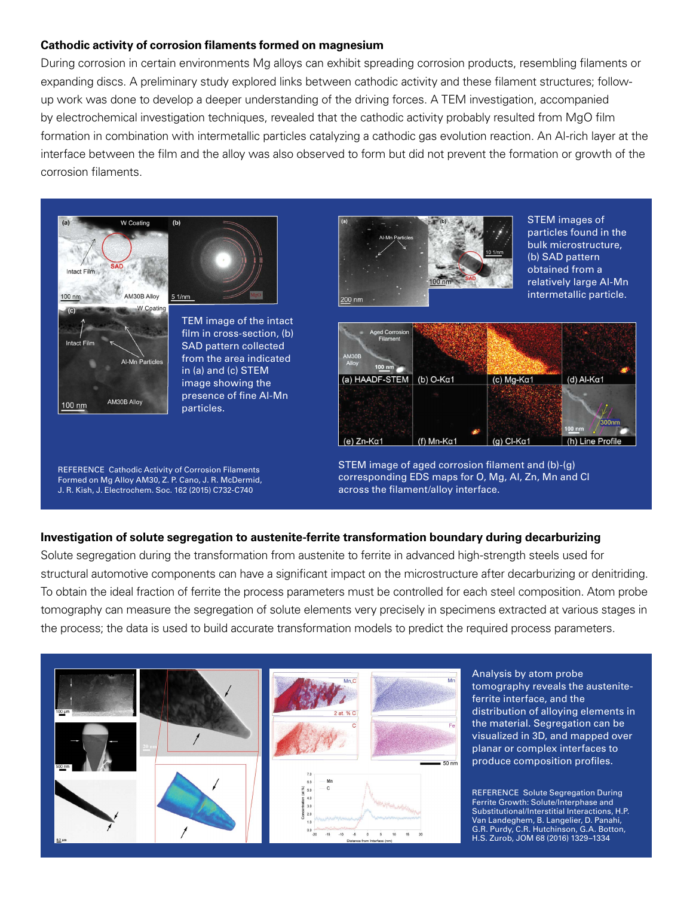## Cathodic activity of corrosion filaments formed on magnesium

During corrosion in certain environments Mg alloys can exhibit spreading corrosion products, resembling filaments or expanding discs. A preliminary study explored links between cathodic activity and these filament structures; follow-up work was done to develop a deeper understanding of the driving forces. A TEM investigation, accompanied by electrochemical investigation techniques, revealed that the cathodic activity probably resulted from MgO film formation in combination with intermetallic particles catalyzing a cathodic gas evolution reaction. An Al-rich layer at the interface between the film and the alloy was also observed to form but did not prevent the formation or growth of the corrosion filaments.

TEM image of the intact film in cross-section, (b) SAD pattern collected from the area indicated in (a) and (c) STEM image showing the presence of fine Al-Mn particles.

STEM images of particles found in the bulk microstructure, (b) SAD pattern obtained from a relatively large Al-Mn intermetallic particle.

STEM image of aged corrosion filament and (b)-(g) corresponding EDS maps for O, Mg, Al, Zn, Mn and Cl across the filament/alloy interface.

REFERENCE Cathodic Activity of Corrosion Filaments Formed on Mg Alloy AM30, Z. P. Cano, J. R. McDermid, J. R. Kish, J. Electrochem. Soc. 162 (2015) C732-C740

## Investigation of solute segregation to austenite-ferrite transformation boundary during decarburizing

Solute segregation during the transformation from austenite to ferrite in advanced high-strength steels used for structural automotive components can have a significant impact on the microstructure after decarburizing or denitriding. To obtain the ideal fraction of ferrite the process parameters must be controlled for each steel composition. Atom probe tomography can measure the segregation of solute elements very precisely in specimens extracted at various stages in the process; the data is used to build accurate transformation models to predict the required process parameters.

Analysis by atom probe tomography reveals the austenite-ferrite interface, and the distribution of alloying elements in the material. Segregation can be visualized in 3D, and mapped over planar or complex interfaces to produce composition profiles.

REFERENCE Solute Segregation During Ferrite Growth: Solute/Interphase and Substitutional/Interstitial Interactions, H.P. Van Landeghem, B. Langelier, D. Panahi, G.R. Purdy, C.R. Hutchinson, G.A. Botton, H.S. Zurob, JOM 68 (2016) 1329–1334